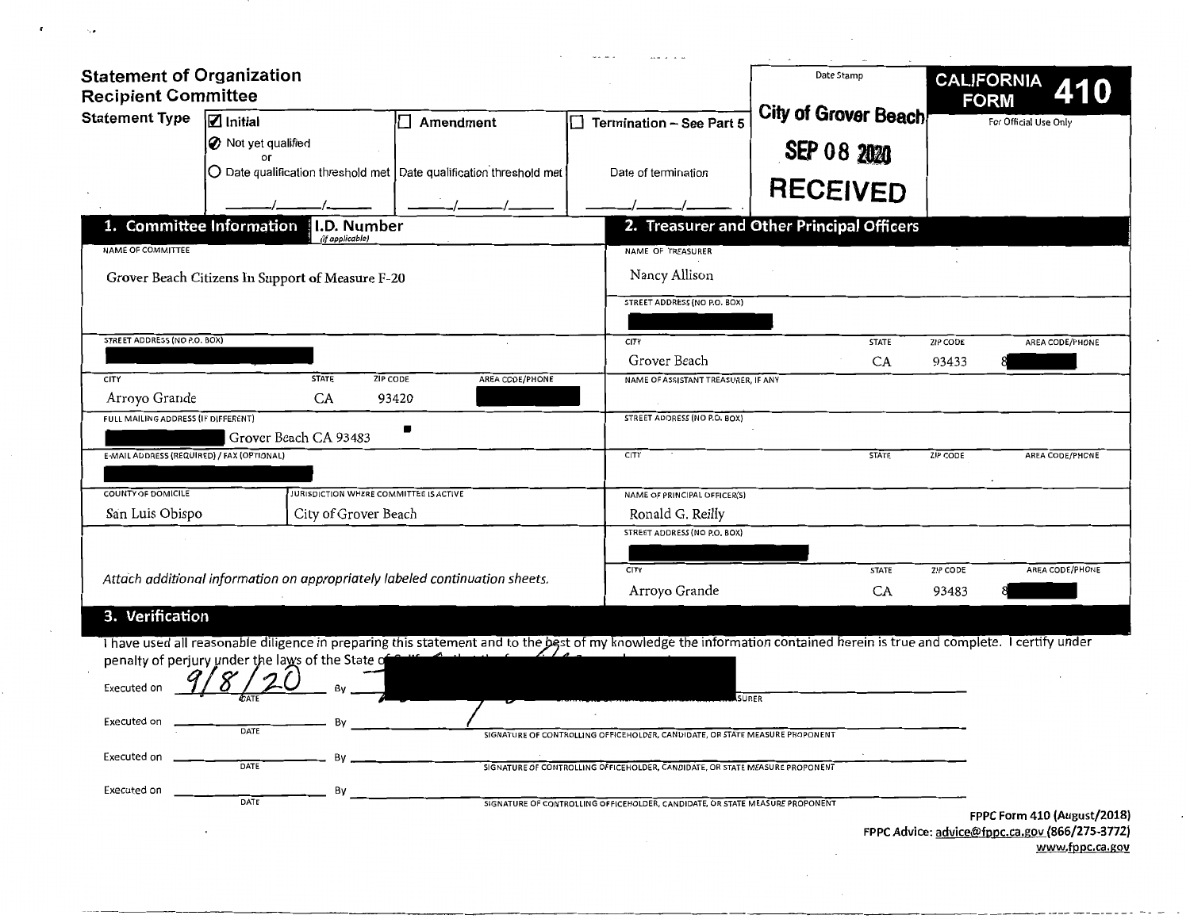# Statement of Organization
## Recipient Committee

**CALIFORNIA FORM 410**

For Official Use Only

Date Stamp: City of Grover Beach — SEP 08 2020 — RECEIVED

**Statement Type**

- ☑ Initial
  - ⦿ Not yet qualified
  - or
  - ○ Date qualification threshold met ___/___/___
- ☐ Amendment
  - Date qualification threshold met ___/___/___
- ☐ Termination – See Part 5
  - Date of termination ___/___/___

## 1. Committee Information — I.D. Number (if applicable)

| Field | Value |
|---|---|
| NAME OF COMMITTEE | Grover Beach Citizens In Support of Measure F-20 |
| STREET ADDRESS (NO P.O. BOX) | [REDACTED] |
| CITY | Arroyo Grande |
| STATE | CA |
| ZIP CODE | 93420 |
| AREA CODE/PHONE | [REDACTED] |
| FULL MAILING ADDRESS (IF DIFFERENT) | [REDACTED] Grover Beach CA 93483 |
| E-MAIL ADDRESS (REQUIRED) / FAX (OPTIONAL) | [REDACTED] |
| COUNTY OF DOMICILE | San Luis Obispo |
| JURISDICTION WHERE COMMITTEE IS ACTIVE | City of Grover Beach |

*Attach additional information on appropriately labeled continuation sheets.*

## 2. Treasurer and Other Principal Officers

| Field | Value |
|---|---|
| NAME OF TREASURER | Nancy Allison |
| STREET ADDRESS (NO P.O. BOX) | [REDACTED] |
| CITY | Grover Beach |
| STATE | CA |
| ZIP CODE | 93433 |
| AREA CODE/PHONE | 8[REDACTED] |
| NAME OF ASSISTANT TREASURER, IF ANY | |
| STREET ADDRESS (NO P.O. BOX) | |
| CITY / STATE / ZIP CODE / AREA CODE/PHONE | |
| NAME OF PRINCIPAL OFFICER(S) | Ronald G. Reilly |
| STREET ADDRESS (NO P.O. BOX) | [REDACTED] |
| CITY | Arroyo Grande |
| STATE | CA |
| ZIP CODE | 93483 |
| AREA CODE/PHONE | 8[REDACTED] |

## 3. Verification

I have used all reasonable diligence in preparing this statement and to the best of my knowledge the information contained herein is true and complete. I certify under penalty of perjury under the laws of the State of [REDACTED]

Executed on 9/8/20 (DATE) By [REDACTED] ...SURER

Executed on ________ (DATE) By ________ SIGNATURE OF CONTROLLING OFFICEHOLDER, CANDIDATE, OR STATE MEASURE PROPONENT

Executed on ________ (DATE) By ________ SIGNATURE OF CONTROLLING OFFICEHOLDER, CANDIDATE, OR STATE MEASURE PROPONENT

Executed on ________ (DATE) By ________ SIGNATURE OF CONTROLLING OFFICEHOLDER, CANDIDATE, OR STATE MEASURE PROPONENT

FPPC Form 410 (August/2018)
FPPC Advice: advice@fppc.ca.gov (866/275-3772)
www.fppc.ca.gov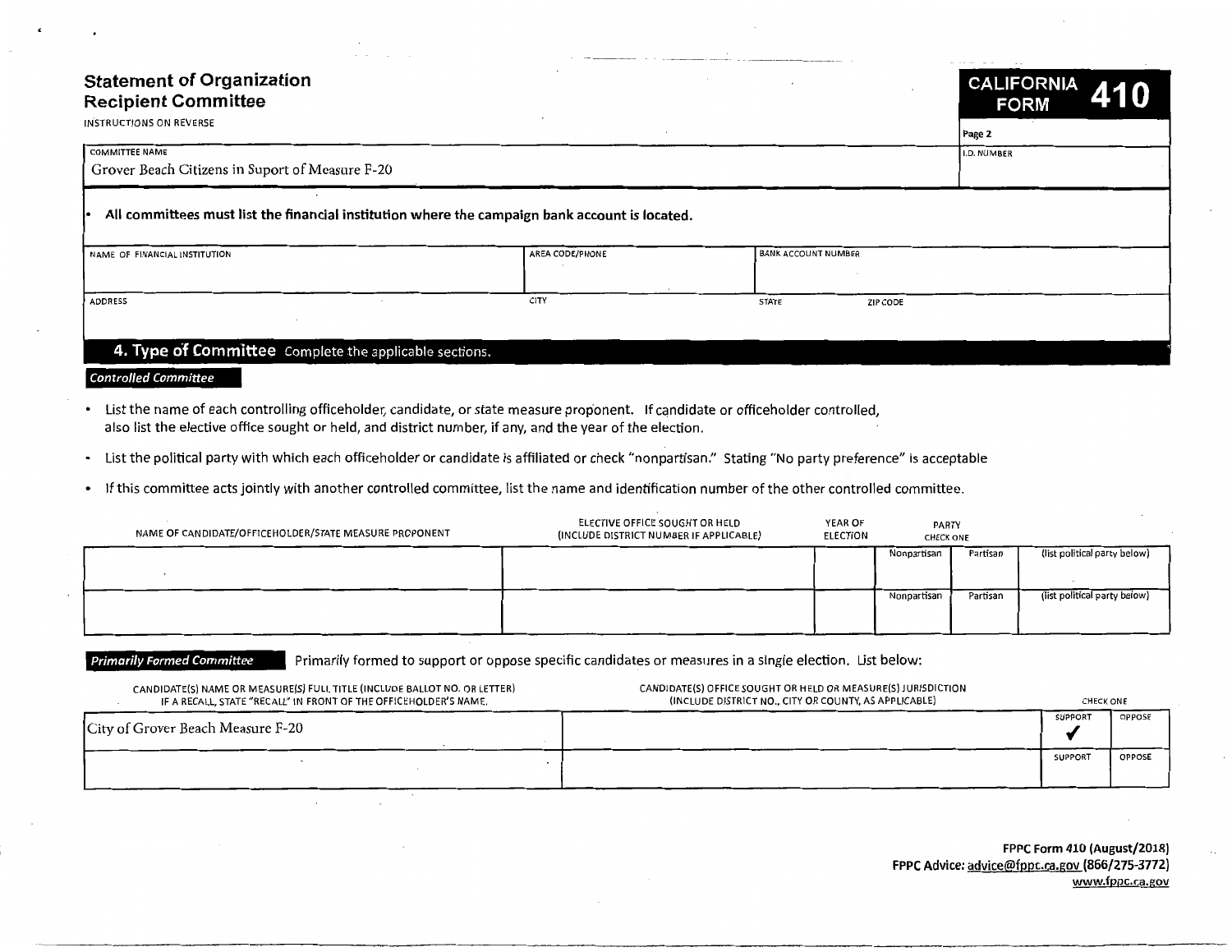# Statement of Organization
## Recipient Committee

INSTRUCTIONS ON REVERSE

**CALIFORNIA FORM 410**

Page 2

| COMMITTEE NAME | I.D. NUMBER |
|---|---|
| Grover Beach Citizens in Suport of Measure F-20 | |

- **All committees must list the financial institution where the campaign bank account is located.**

| NAME OF FINANCIAL INSTITUTION | AREA CODE/PHONE | BANK ACCOUNT NUMBER | |
|---|---|---|---|
| | | | |
| **ADDRESS** | **CITY** | **STATE** | **ZIP CODE** |
| | | | |

## 4. Type of Committee Complete the applicable sections.

*Controlled Committee*

- List the name of each controlling officeholder, candidate, or state measure proponent. If candidate or officeholder controlled, also list the elective office sought or held, and district number, if any, and the year of the election.
- List the political party with which each officeholder or candidate is affiliated or check "nonpartisan." Stating "No party preference" is acceptable
- If this committee acts jointly with another controlled committee, list the name and identification number of the other controlled committee.

| NAME OF CANDIDATE/OFFICEHOLDER/STATE MEASURE PROPONENT | ELECTIVE OFFICE SOUGHT OR HELD (INCLUDE DISTRICT NUMBER IF APPLICABLE) | YEAR OF ELECTION | PARTY CHECK ONE | | |
|---|---|---|---|---|---|
| | | | Nonpartisan | Partisan | (list political party below) |
| | | | Nonpartisan | Partisan | (list political party below) |

*Primarily Formed Committee* Primarily formed to support or oppose specific candidates or measures in a single election. List below:

| CANDIDATE(S) NAME OR MEASURE(S) FULL TITLE (INCLUDE BALLOT NO. OR LETTER) IF A RECALL, STATE "RECALL" IN FRONT OF THE OFFICEHOLDER'S NAME. | CANDIDATE(S) OFFICE SOUGHT OR HELD OR MEASURE(S) JURISDICTION (INCLUDE DISTRICT NO., CITY OR COUNTY, AS APPLICABLE) | CHECK ONE | |
|---|---|---|---|
| City of Grover Beach Measure F-20 | | SUPPORT ✓ | OPPOSE |
| | | SUPPORT | OPPOSE |

FPPC Form 410 (August/2018)
FPPC Advice: advice@fppc.ca.gov (866/275-3772)
www.fppc.ca.gov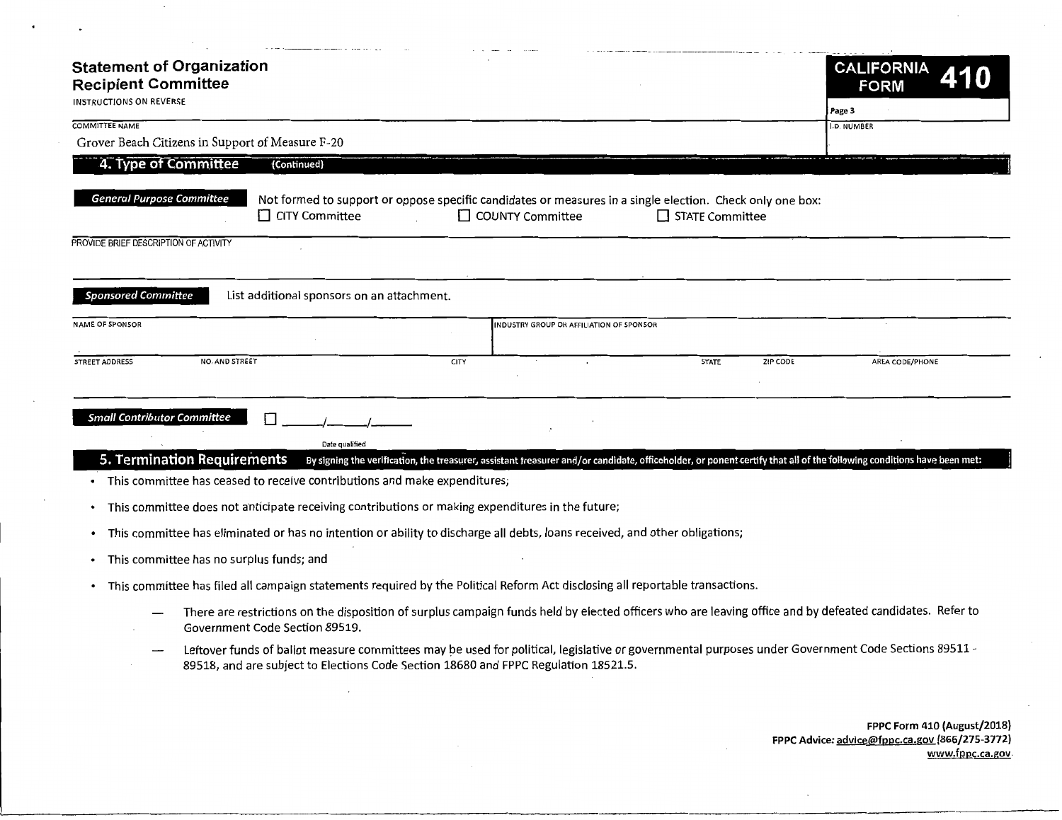# Statement of Organization
## Recipient Committee

INSTRUCTIONS ON REVERSE

**CALIFORNIA FORM 410**

Page 3

| COMMITTEE NAME | I.D. NUMBER |
| --- | --- |
| Grover Beach Citizens in Support of Measure F-20 | |

## 4. Type of Committee (Continued)

**General Purpose Committee** Not formed to support or oppose specific candidates or measures in a single election. Check only one box:

☐ CITY Committee ☐ COUNTY Committee ☐ STATE Committee

PROVIDE BRIEF DESCRIPTION OF ACTIVITY

**Sponsored Committee** List additional sponsors on an attachment.

| NAME OF SPONSOR | | | INDUSTRY GROUP OR AFFILIATION OF SPONSOR | | |
| --- | --- | --- | --- | --- | --- |
| | | | | | |

| STREET ADDRESS NO. AND STREET | CITY | STATE | ZIP CODE | AREA CODE/PHONE |
| --- | --- | --- | --- | --- |
| | | | | |

**Small Contributor Committee** ☐ \_\_\_\_/\_\_\_\_/\_\_\_\_

Date qualified

## 5. Termination Requirements

By signing the verification, the treasurer, assistant treasurer and/or candidate, officeholder, or ponent certify that all of the following conditions have been met:

- This committee has ceased to receive contributions and make expenditures;
- This committee does not anticipate receiving contributions or making expenditures in the future;
- This committee has eliminated or has no intention or ability to discharge all debts, loans received, and other obligations;
- This committee has no surplus funds; and
- This committee has filed all campaign statements required by the Political Reform Act disclosing all reportable transactions.
  - There are restrictions on the disposition of surplus campaign funds held by elected officers who are leaving office and by defeated candidates. Refer to Government Code Section 89519.
  - Leftover funds of ballot measure committees may be used for political, legislative or governmental purposes under Government Code Sections 89511 - 89518, and are subject to Elections Code Section 18680 and FPPC Regulation 18521.5.

FPPC Form 410 (August/2018)
FPPC Advice: advice@fppc.ca.gov (866/275-3772)
www.fppc.ca.gov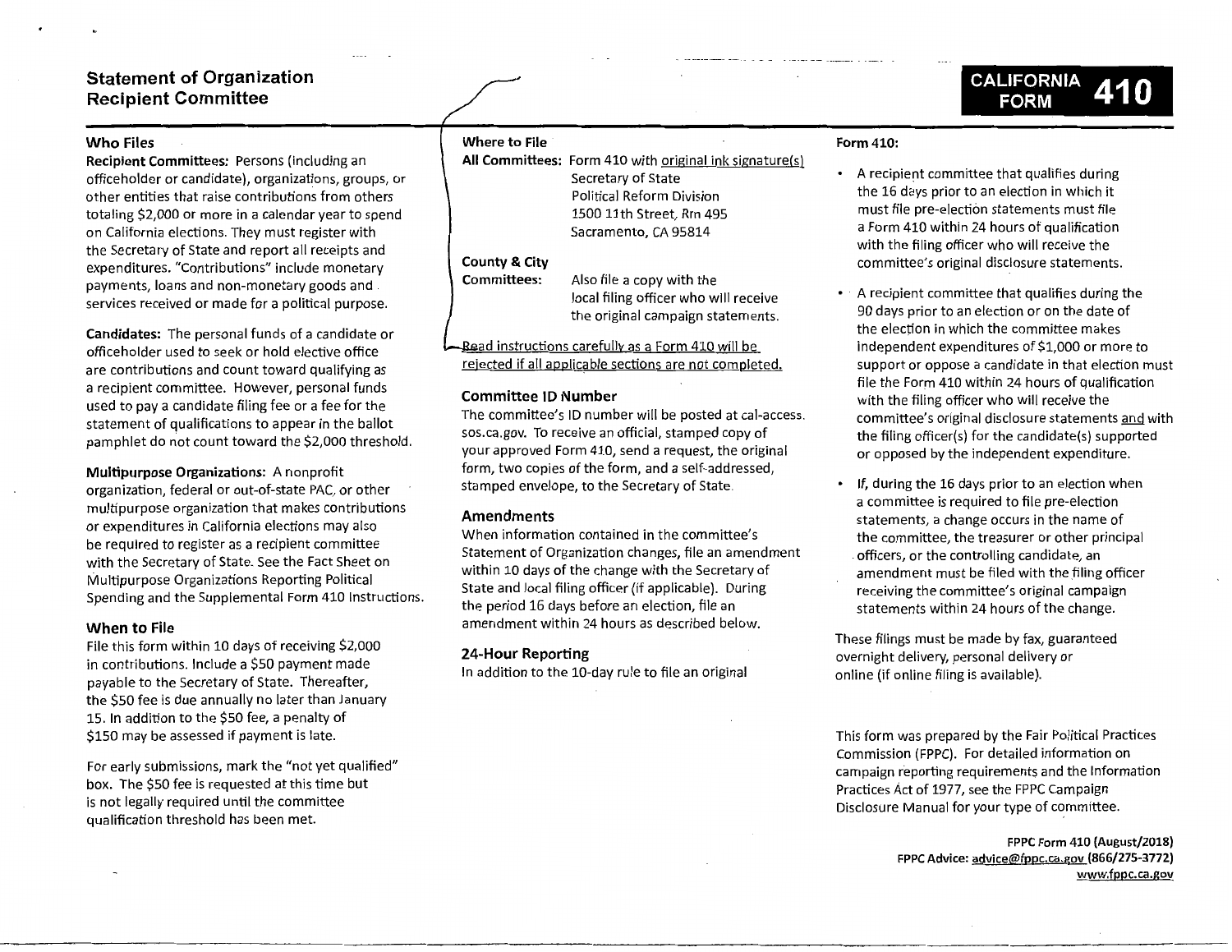# Statement of Organization Recipient Committee

**CALIFORNIA FORM 410**

### Who Files

**Recipient Committees:** Persons (including an officeholder or candidate), organizations, groups, or other entities that raise contributions from others totaling $2,000 or more in a calendar year to spend on California elections. They must register with the Secretary of State and report all receipts and expenditures. "Contributions" include monetary payments, loans and non-monetary goods and services received or made for a political purpose.

**Candidates:** The personal funds of a candidate or officeholder used to seek or hold elective office are contributions and count toward qualifying as a recipient committee. However, personal funds used to pay a candidate filing fee or a fee for the statement of qualifications to appear in the ballot pamphlet do not count toward the $2,000 threshold.

**Multipurpose Organizations:** A nonprofit organization, federal or out-of-state PAC, or other multipurpose organization that makes contributions or expenditures in California elections may also be required to register as a recipient committee with the Secretary of State. See the Fact Sheet on Multipurpose Organizations Reporting Political Spending and the Supplemental Form 410 Instructions.

### When to File

File this form within 10 days of receiving $2,000 in contributions. Include a $50 payment made payable to the Secretary of State. Thereafter, the $50 fee is due annually no later than January 15. In addition to the $50 fee, a penalty of $150 may be assessed if payment is late.

For early submissions, mark the "not yet qualified" box. The $50 fee is requested at this time but is not legally required until the committee qualification threshold has been met.

### Where to File

**All Committees:** Form 410 with original ink signature(s)
Secretary of State
Political Reform Division
1500 11th Street, Rm 495
Sacramento, CA 95814

**County & City Committees:** Also file a copy with the local filing officer who will receive the original campaign statements.

Read instructions carefully as a Form 410 will be rejected if all applicable sections are not completed.

### Committee ID Number

The committee's ID number will be posted at cal-access.sos.ca.gov. To receive an official, stamped copy of your approved Form 410, send a request, the original form, two copies of the form, and a self-addressed, stamped envelope, to the Secretary of State.

### Amendments

When information contained in the committee's Statement of Organization changes, file an amendment within 10 days of the change with the Secretary of State and local filing officer (if applicable). During the period 16 days before an election, file an amendment within 24 hours as described below.

### 24-Hour Reporting

In addition to the 10-day rule to file an original

**Form 410:**

- A recipient committee that qualifies during the 16 days prior to an election in which it must file pre-election statements must file a Form 410 within 24 hours of qualification with the filing officer who will receive the committee's original disclosure statements.
- A recipient committee that qualifies during the 90 days prior to an election or on the date of the election in which the committee makes independent expenditures of $1,000 or more to support or oppose a candidate in that election must file the Form 410 within 24 hours of qualification with the filing officer who will receive the committee's original disclosure statements and with the filing officer(s) for the candidate(s) supported or opposed by the independent expenditure.
- If, during the 16 days prior to an election when a committee is required to file pre-election statements, a change occurs in the name of the committee, the treasurer or other principal officers, or the controlling candidate, an amendment must be filed with the filing officer receiving the committee's original campaign statements within 24 hours of the change.

These filings must be made by fax, guaranteed overnight delivery, personal delivery or online (if online filing is available).

This form was prepared by the Fair Political Practices Commission (FPPC). For detailed information on campaign reporting requirements and the Information Practices Act of 1977, see the FPPC Campaign Disclosure Manual for your type of committee.

**FPPC Form 410 (August/2018)**
**FPPC Advice: advice@fppc.ca.gov (866/275-3772)**
**www.fppc.ca.gov**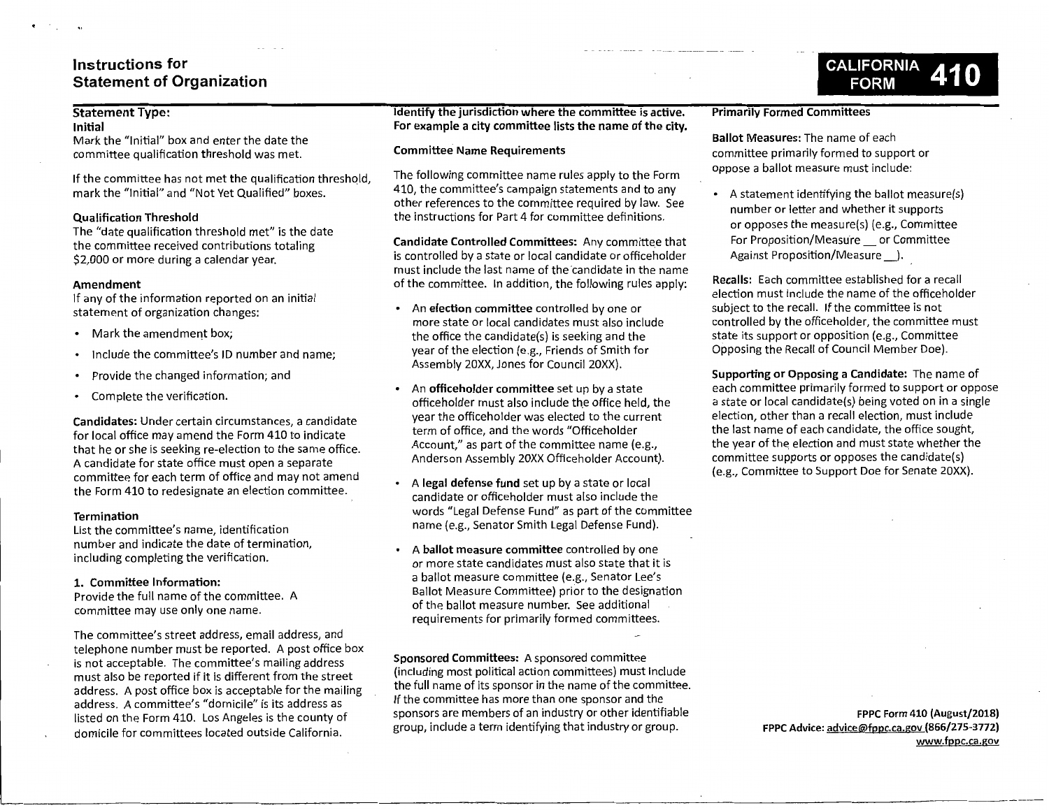# Instructions for Statement of Organization

**CALIFORNIA FORM 410**

## Statement Type:

### Initial

Mark the "Initial" box and enter the date the committee qualification threshold was met.

If the committee has not met the qualification threshold, mark the "Initial" and "Not Yet Qualified" boxes.

#### Qualification Threshold

The "date qualification threshold met" is the date the committee received contributions totaling $2,000 or more during a calendar year.

### Amendment

If any of the information reported on an initial statement of organization changes:

- Mark the amendment box;
- Include the committee's ID number and name;
- Provide the changed information; and
- Complete the verification.

**Candidates:** Under certain circumstances, a candidate for local office may amend the Form 410 to indicate that he or she is seeking re-election to the same office. A candidate for state office must open a separate committee for each term of office and may not amend the Form 410 to redesignate an election committee.

### Termination

List the committee's name, identification number and indicate the date of termination, including completing the verification.

## 1. Committee Information:

Provide the full name of the committee. A committee may use only one name.

The committee's street address, email address, and telephone number must be reported. A post office box is not acceptable. The committee's mailing address must also be reported if it is different from the street address. A post office box is acceptable for the mailing address. A committee's "domicile" is its address as listed on the Form 410. Los Angeles is the county of domicile for committees located outside California.

**Identify the jurisdiction where the committee is active. For example a city committee lists the name of the city.**

### Committee Name Requirements

The following committee name rules apply to the Form 410, the committee's campaign statements and to any other references to the committee required by law. See the instructions for Part 4 for committee definitions.

**Candidate Controlled Committees:** Any committee that is controlled by a state or local candidate or officeholder must include the last name of the candidate in the name of the committee. In addition, the following rules apply:

- An **election committee** controlled by one or more state or local candidates must also include the office the candidate(s) is seeking and the year of the election (e.g., Friends of Smith for Assembly 20XX, Jones for Council 20XX).
- An **officeholder committee** set up by a state officeholder must also include the office held, the year the officeholder was elected to the current term of office, and the words "Officeholder Account," as part of the committee name (e.g., Anderson Assembly 20XX Officeholder Account).
- A **legal defense fund** set up by a state or local candidate or officeholder must also include the words "Legal Defense Fund" as part of the committee name (e.g., Senator Smith Legal Defense Fund).
- A **ballot measure committee** controlled by one or more state candidates must also state that it is a ballot measure committee (e.g., Senator Lee's Ballot Measure Committee) prior to the designation of the ballot measure number. See additional requirements for primarily formed committees.

**Sponsored Committees:** A sponsored committee (including most political action committees) must include the full name of its sponsor in the name of the committee. If the committee has more than one sponsor and the sponsors are members of an industry or other identifiable group, include a term identifying that industry or group.

### Primarily Formed Committees

**Ballot Measures:** The name of each committee primarily formed to support or oppose a ballot measure must include:

- A statement identifying the ballot measure(s) number or letter and whether it supports or opposes the measure(s) (e.g., Committee For Proposition/Measure __ or Committee Against Proposition/Measure __).

**Recalls:** Each committee established for a recall election must include the name of the officeholder subject to the recall. If the committee is not controlled by the officeholder, the committee must state its support or opposition (e.g., Committee Opposing the Recall of Council Member Doe).

**Supporting or Opposing a Candidate:** The name of each committee primarily formed to support or oppose a state or local candidate(s) being voted on in a single election, other than a recall election, must include the last name of each candidate, the office sought, the year of the election and must state whether the committee supports or opposes the candidate(s) (e.g., Committee to Support Doe for Senate 20XX).

**FPPC Form 410 (August/2018)**
**FPPC Advice: advice@fppc.ca.gov (866/275-3772)**
**www.fppc.ca.gov**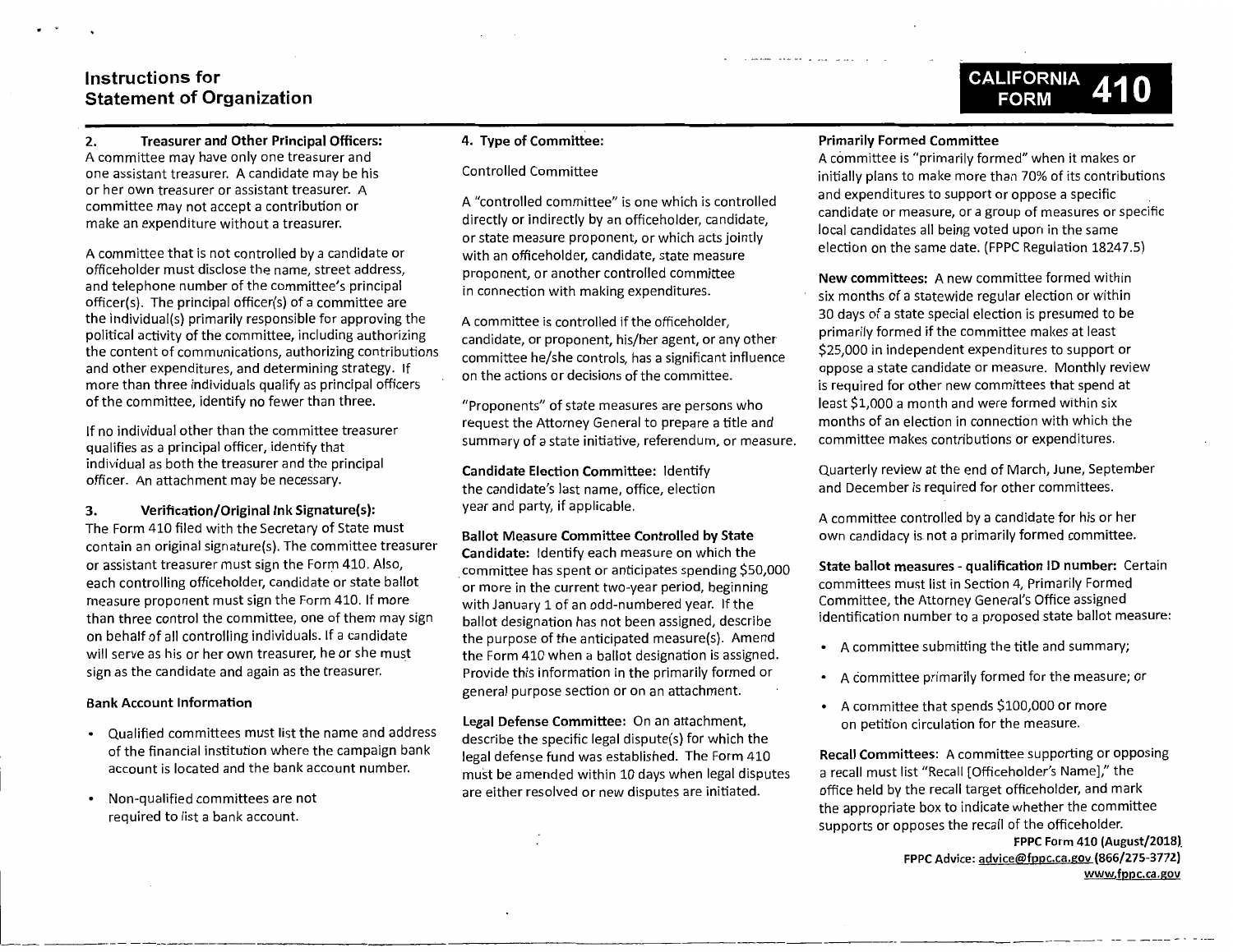# Instructions for Statement of Organization

**CALIFORNIA FORM 410**

### 2. Treasurer and Other Principal Officers:

A committee may have only one treasurer and one assistant treasurer. A candidate may be his or her own treasurer or assistant treasurer. A committee may not accept a contribution or make an expenditure without a treasurer.

A committee that is not controlled by a candidate or officeholder must disclose the name, street address, and telephone number of the committee's principal officer(s). The principal officer(s) of a committee are the individual(s) primarily responsible for approving the political activity of the committee, including authorizing the content of communications, authorizing contributions and other expenditures, and determining strategy. If more than three individuals qualify as principal officers of the committee, identify no fewer than three.

If no individual other than the committee treasurer qualifies as a principal officer, identify that individual as both the treasurer and the principal officer. An attachment may be necessary.

### 3. Verification/Original Ink Signature(s):

The Form 410 filed with the Secretary of State must contain an original signature(s). The committee treasurer or assistant treasurer must sign the Form 410. Also, each controlling officeholder, candidate or state ballot measure proponent must sign the Form 410. If more than three control the committee, one of them may sign on behalf of all controlling individuals. If a candidate will serve as his or her own treasurer, he or she must sign as the candidate and again as the treasurer.

**Bank Account Information**

- Qualified committees must list the name and address of the financial institution where the campaign bank account is located and the bank account number.
- Non-qualified committees are not required to list a bank account.

### 4. Type of Committee:

Controlled Committee

A "controlled committee" is one which is controlled directly or indirectly by an officeholder, candidate, or state measure proponent, or which acts jointly with an officeholder, candidate, state measure proponent, or another controlled committee in connection with making expenditures.

A committee is controlled if the officeholder, candidate, or proponent, his/her agent, or any other committee he/she controls, has a significant influence on the actions or decisions of the committee.

"Proponents" of state measures are persons who request the Attorney General to prepare a title and summary of a state initiative, referendum, or measure.

**Candidate Election Committee:** Identify the candidate's last name, office, election year and party, if applicable.

**Ballot Measure Committee Controlled by State Candidate:** Identify each measure on which the committee has spent or anticipates spending $50,000 or more in the current two-year period, beginning with January 1 of an odd-numbered year. If the ballot designation has not been assigned, describe the purpose of the anticipated measure(s). Amend the Form 410 when a ballot designation is assigned. Provide this information in the primarily formed or general purpose section or on an attachment.

**Legal Defense Committee:** On an attachment, describe the specific legal dispute(s) for which the legal defense fund was established. The Form 410 must be amended within 10 days when legal disputes are either resolved or new disputes are initiated.

**Primarily Formed Committee**

A committee is "primarily formed" when it makes or initially plans to make more than 70% of its contributions and expenditures to support or oppose a specific candidate or measure, or a group of measures or specific local candidates all being voted upon in the same election on the same date. (FPPC Regulation 18247.5)

**New committees:** A new committee formed within six months of a statewide regular election or within 30 days of a state special election is presumed to be primarily formed if the committee makes at least $25,000 in independent expenditures to support or oppose a state candidate or measure. Monthly review is required for other new committees that spend at least $1,000 a month and were formed within six months of an election in connection with which the committee makes contributions or expenditures.

Quarterly review at the end of March, June, September and December is required for other committees.

A committee controlled by a candidate for his or her own candidacy is not a primarily formed committee.

**State ballot measures - qualification ID number:** Certain committees must list in Section 4, Primarily Formed Committee, the Attorney General's Office assigned identification number to a proposed state ballot measure:

- A committee submitting the title and summary;
- A committee primarily formed for the measure; or
- A committee that spends $100,000 or more on petition circulation for the measure.

**Recall Committees:** A committee supporting or opposing a recall must list "Recall [Officeholder's Name]," the office held by the recall target officeholder, and mark the appropriate box to indicate whether the committee supports or opposes the recall of the officeholder.

**FPPC Form 410 (August/2018)**
**FPPC Advice: advice@fppc.ca.gov (866/275-3772)**
**www.fppc.ca.gov**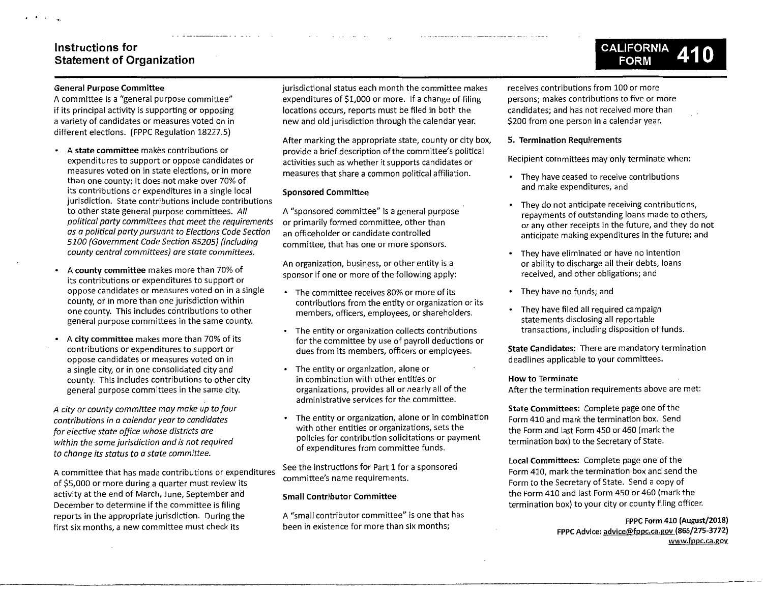# Instructions for Statement of Organization

**CALIFORNIA FORM 410**

**General Purpose Committee**

A committee is a "general purpose committee" if its principal activity is supporting or opposing a variety of candidates or measures voted on in different elections. (FPPC Regulation 18227.5)

- A **state committee** makes contributions or expenditures to support or oppose candidates or measures voted on in state elections, or in more than one county; it does not make over 70% of its contributions or expenditures in a single local jurisdiction. State contributions include contributions to other state general purpose committees. *All political party committees that meet the requirements as a political party pursuant to Elections Code Section 5100 (Government Code Section 85205) (including county central committees) are state committees.*
- A **county committee** makes more than 70% of its contributions or expenditures to support or oppose candidates or measures voted on in a single county, or in more than one jurisdiction within one county. This includes contributions to other general purpose committees in the same county.
- A **city committee** makes more than 70% of its contributions or expenditures to support or oppose candidates or measures voted on in a single city, or in one consolidated city and county. This includes contributions to other city general purpose committees in the same city.

*A city or county committee may make up to four contributions in a calendar year to candidates for elective state office whose districts are within the same jurisdiction and is not required to change its status to a state committee.*

A committee that has made contributions or expenditures of $5,000 or more during a quarter must review its activity at the end of March, June, September and December to determine if the committee is filing reports in the appropriate jurisdiction. During the first six months, a new committee must check its jurisdictional status each month the committee makes expenditures of $1,000 or more. If a change of filing locations occurs, reports must be filed in both the new and old jurisdiction through the calendar year.

After marking the appropriate state, county or city box, provide a brief description of the committee's political activities such as whether it supports candidates or measures that share a common political affiliation.

**Sponsored Committee**

A "sponsored committee" is a general purpose or primarily formed committee, other than an officeholder or candidate controlled committee, that has one or more sponsors.

An organization, business, or other entity is a sponsor if one or more of the following apply:

- The committee receives 80% or more of its contributions from the entity or organization or its members, officers, employees, or shareholders.
- The entity or organization collects contributions for the committee by use of payroll deductions or dues from its members, officers or employees.
- The entity or organization, alone or in combination with other entities or organizations, provides all or nearly all of the administrative services for the committee.
- The entity or organization, alone or in combination with other entities or organizations, sets the policies for contribution solicitations or payment of expenditures from committee funds.

See the instructions for Part 1 for a sponsored committee's name requirements.

**Small Contributor Committee**

A "small contributor committee" is one that has been in existence for more than six months; receives contributions from 100 or more persons; makes contributions to five or more candidates; and has not received more than $200 from one person in a calendar year.

**5. Termination Requirements**

Recipient committees may only terminate when:

- They have ceased to receive contributions and make expenditures; and
- They do not anticipate receiving contributions, repayments of outstanding loans made to others, or any other receipts in the future, and they do not anticipate making expenditures in the future; and
- They have eliminated or have no intention or ability to discharge all their debts, loans received, and other obligations; and
- They have no funds; and
- They have filed all required campaign statements disclosing all reportable transactions, including disposition of funds.

**State Candidates:** There are mandatory termination deadlines applicable to your committees.

**How to Terminate**

After the termination requirements above are met:

**State Committees:** Complete page one of the Form 410 and mark the termination box. Send the Form and last Form 450 or 460 (mark the termination box) to the Secretary of State.

**Local Committees:** Complete page one of the Form 410, mark the termination box and send the Form to the Secretary of State. Send a copy of the Form 410 and last Form 450 or 460 (mark the termination box) to your city or county filing officer.

**FPPC Form 410 (August/2018)**
**FPPC Advice: advice@fppc.ca.gov (866/275-3772)**
**www.fppc.ca.gov**